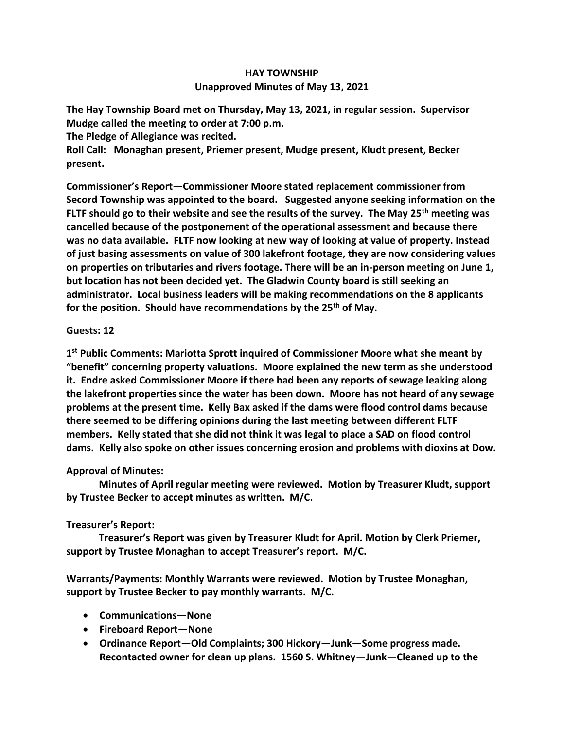# HAY TOWNSHIP

## Unapproved Minutes of May 13, 2021

**The Hay Township Board met on Thursday, May 13, 2021, in regular session. Supervisor Mudge called the meeting to order at 7:00 p.m.**

**The Pledge of Allegiance was recited.**

**Roll Call: Monaghan present, Priemer present, Mudge present, Kludt present, Becker present.**

**Commissioner's Report—Commissioner Moore stated replacement commissioner from Secord Township was appointed to the board. Suggested anyone seeking information on the FLTF should go to their website and see the results of the survey. The May 25th meeting was cancelled because of the postponement of the operational assessment and because there was no data available. FLTF now looking at new way of looking at value of property. Instead of just basing assessments on value of 300 lakefront footage, they are now considering values on properties on tributaries and rivers footage. There will be an in-person meeting on June 1, but location has not been decided yet. The Gladwin County board is still seeking an administrator. Local business leaders will be making recommendations on the 8 applicants for the position. Should have recommendations by the 25th of May.**

**Guests: 12**

**1st Public Comments: Mariotta Sprott inquired of Commissioner Moore what she meant by "benefit" concerning property valuations. Moore explained the new term as she understood it. Endre asked Commissioner Moore if there had been any reports of sewage leaking along the lakefront properties since the water has been down. Moore has not heard of any sewage problems at the present time. Kelly Bax asked if the dams were flood control dams because there seemed to be differing opinions during the last meeting between different FLTF members. Kelly stated that she did not think it was legal to place a SAD on flood control dams. Kelly also spoke on other issues concerning erosion and problems with dioxins at Dow.**

**Approval of Minutes:**

**Minutes of April regular meeting were reviewed. Motion by Treasurer Kludt, support by Trustee Becker to accept minutes as written. M/C.**

**Treasurer's Report:**

**Treasurer's Report was given by Treasurer Kludt for April. Motion by Clerk Priemer, support by Trustee Monaghan to accept Treasurer's report. M/C.**

**Warrants/Payments: Monthly Warrants were reviewed. Motion by Trustee Monaghan, support by Trustee Becker to pay monthly warrants. M/C.**

- **Communications—None**
- **Fireboard Report—None**
- **Ordinance Report—Old Complaints; 300 Hickory—Junk—Some progress made. Recontacted owner for clean up plans. 1560 S. Whitney—Junk—Cleaned up to the**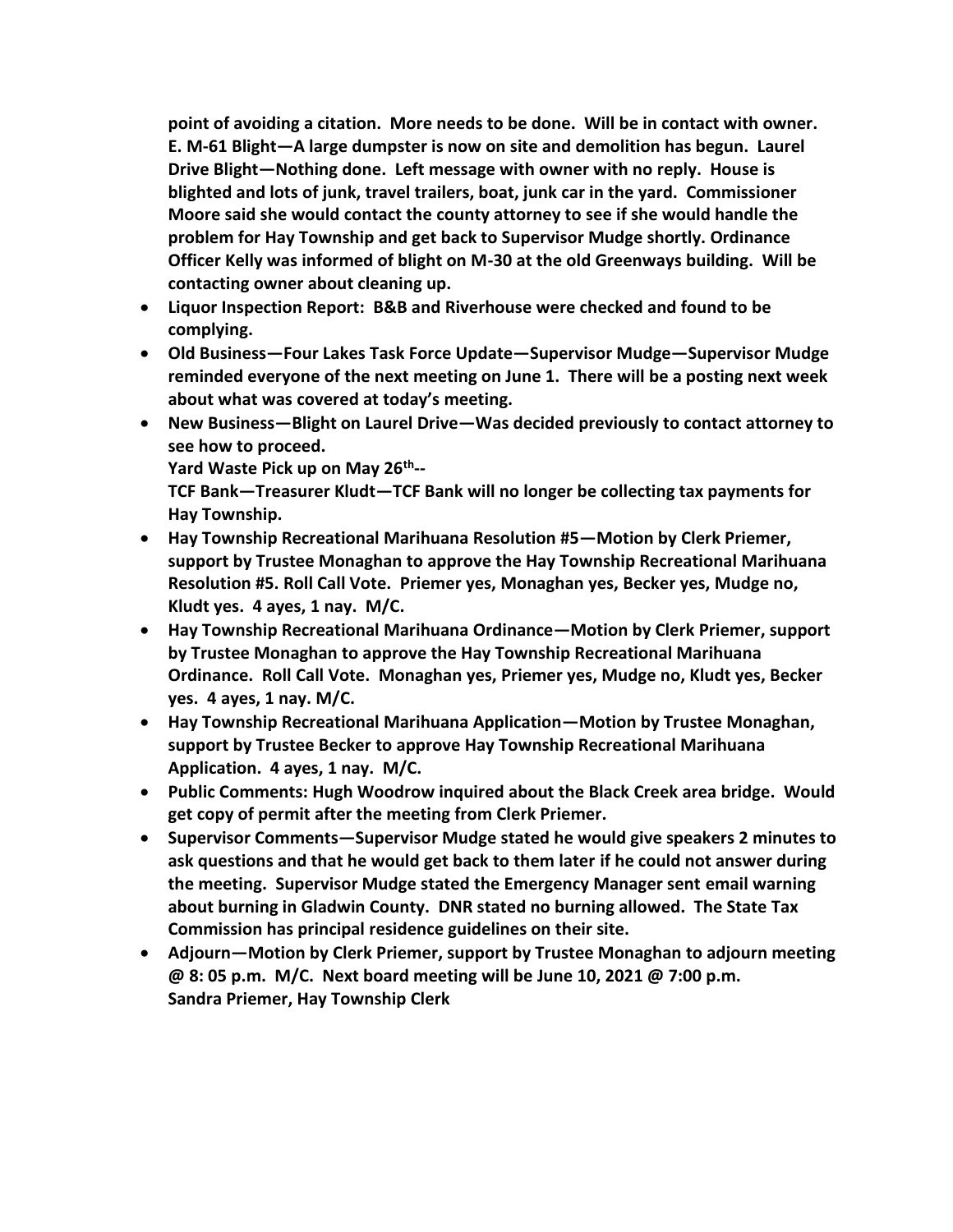**point of avoiding a citation. More needs to be done. Will be in contact with owner. E. M-61 Blight—A large dumpster is now on site and demolition has begun. Laurel Drive Blight—Nothing done. Left message with owner with no reply. House is blighted and lots of junk, travel trailers, boat, junk car in the yard. Commissioner Moore said she would contact the county attorney to see if she would handle the problem for Hay Township and get back to Supervisor Mudge shortly. Ordinance Officer Kelly was informed of blight on M-30 at the old Greenways building. Will be contacting owner about cleaning up.**

- **Liquor Inspection Report: B&B and Riverhouse were checked and found to be complying.**
- **Old Business—Four Lakes Task Force Update—Supervisor Mudge—Supervisor Mudge reminded everyone of the next meeting on June 1. There will be a posting next week about what was covered at today's meeting.**
- **New Business—Blight on Laurel Drive—Was decided previously to contact attorney to see how to proceed.**
  **Yard Waste Pick up on May 26th--**
  **TCF Bank—Treasurer Kludt—TCF Bank will no longer be collecting tax payments for Hay Township.**
- **Hay Township Recreational Marihuana Resolution #5—Motion by Clerk Priemer, support by Trustee Monaghan to approve the Hay Township Recreational Marihuana Resolution #5. Roll Call Vote. Priemer yes, Monaghan yes, Becker yes, Mudge no, Kludt yes. 4 ayes, 1 nay. M/C.**
- **Hay Township Recreational Marihuana Ordinance—Motion by Clerk Priemer, support by Trustee Monaghan to approve the Hay Township Recreational Marihuana Ordinance. Roll Call Vote. Monaghan yes, Priemer yes, Mudge no, Kludt yes, Becker yes. 4 ayes, 1 nay. M/C.**
- **Hay Township Recreational Marihuana Application—Motion by Trustee Monaghan, support by Trustee Becker to approve Hay Township Recreational Marihuana Application. 4 ayes, 1 nay. M/C.**
- **Public Comments: Hugh Woodrow inquired about the Black Creek area bridge. Would get copy of permit after the meeting from Clerk Priemer.**
- **Supervisor Comments—Supervisor Mudge stated he would give speakers 2 minutes to ask questions and that he would get back to them later if he could not answer during the meeting. Supervisor Mudge stated the Emergency Manager sent email warning about burning in Gladwin County. DNR stated no burning allowed. The State Tax Commission has principal residence guidelines on their site.**
- **Adjourn—Motion by Clerk Priemer, support by Trustee Monaghan to adjourn meeting @ 8: 05 p.m. M/C. Next board meeting will be June 10, 2021 @ 7:00 p.m.**
  **Sandra Priemer, Hay Township Clerk**